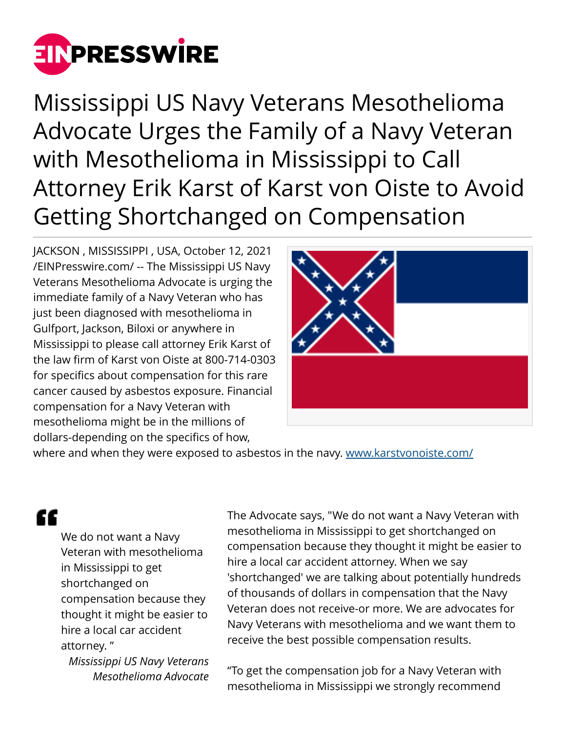# Mississippi US Navy Veterans Mesothelioma Advocate Urges the Family of a Navy Veteran with Mesothelioma in Mississippi to Call Attorney Erik Karst of Karst von Oiste to Avoid Getting Shortchanged on Compensation

JACKSON , MISSISSIPPI , USA, October 12, 2021 /EINPresswire.com/ -- The Mississippi US Navy Veterans Mesothelioma Advocate is urging the immediate family of a Navy Veteran who has just been diagnosed with mesothelioma in Gulfport, Jackson, Biloxi or anywhere in Mississippi to please call attorney Erik Karst of the law firm of Karst von Oiste at 800-714-0303 for specifics about compensation for this rare cancer caused by asbestos exposure. Financial compensation for a Navy Veteran with mesothelioma might be in the millions of dollars-depending on the specifics of how, where and when they were exposed to asbestos in the navy. www.karstvonoiste.com/

> We do not want a Navy Veteran with mesothelioma in Mississippi to get shortchanged on compensation because they thought it might be easier to hire a local car accident attorney. ”
>
> *Mississippi US Navy Veterans Mesothelioma Advocate*

The Advocate says, "We do not want a Navy Veteran with mesothelioma in Mississippi to get shortchanged on compensation because they thought it might be easier to hire a local car accident attorney. When we say 'shortchanged' we are talking about potentially hundreds of thousands of dollars in compensation that the Navy Veteran does not receive-or more. We are advocates for Navy Veterans with mesothelioma and we want them to receive the best possible compensation results.

“To get the compensation job for a Navy Veteran with mesothelioma in Mississippi we strongly recommend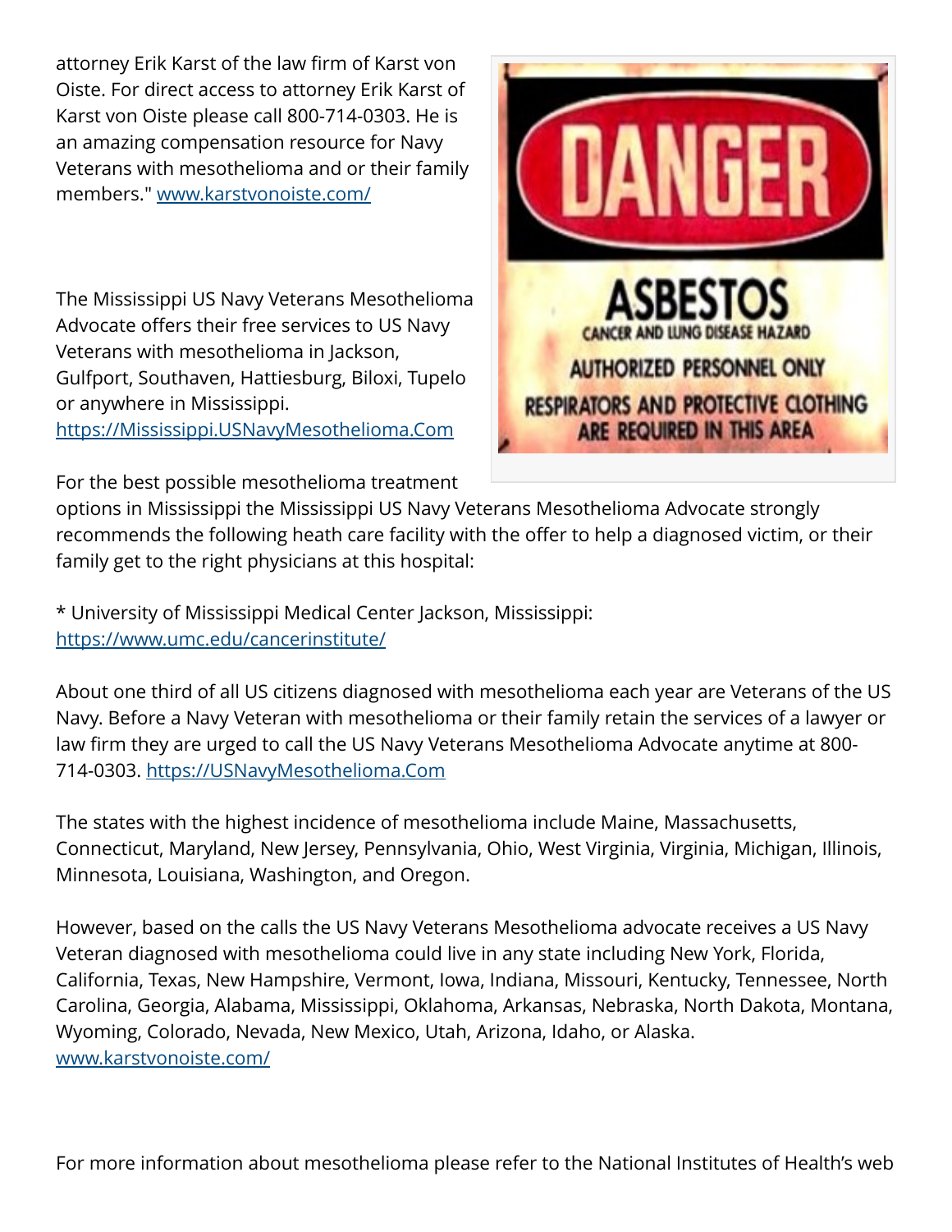attorney Erik Karst of the law firm of Karst von Oiste. For direct access to attorney Erik Karst of Karst von Oiste please call 800-714-0303. He is an amazing compensation resource for Navy Veterans with mesothelioma and or their family members." [www.karstvonoiste.com/](www.karstvonoiste.com/)

The Mississippi US Navy Veterans Mesothelioma Advocate offers their free services to US Navy Veterans with mesothelioma in Jackson, Gulfport, Southaven, Hattiesburg, Biloxi, Tupelo or anywhere in Mississippi. [https://Mississippi.USNavyMesothelioma.Com](https://Mississippi.USNavyMesothelioma.Com)

For the best possible mesothelioma treatment options in Mississippi the Mississippi US Navy Veterans Mesothelioma Advocate strongly recommends the following heath care facility with the offer to help a diagnosed victim, or their family get to the right physicians at this hospital:

* University of Mississippi Medical Center Jackson, Mississippi: [https://www.umc.edu/cancerinstitute/](https://www.umc.edu/cancerinstitute/)

About one third of all US citizens diagnosed with mesothelioma each year are Veterans of the US Navy. Before a Navy Veteran with mesothelioma or their family retain the services of a lawyer or law firm they are urged to call the US Navy Veterans Mesothelioma Advocate anytime at 800-714-0303. [https://USNavyMesothelioma.Com](https://USNavyMesothelioma.Com)

The states with the highest incidence of mesothelioma include Maine, Massachusetts, Connecticut, Maryland, New Jersey, Pennsylvania, Ohio, West Virginia, Virginia, Michigan, Illinois, Minnesota, Louisiana, Washington, and Oregon.

However, based on the calls the US Navy Veterans Mesothelioma advocate receives a US Navy Veteran diagnosed with mesothelioma could live in any state including New York, Florida, California, Texas, New Hampshire, Vermont, Iowa, Indiana, Missouri, Kentucky, Tennessee, North Carolina, Georgia, Alabama, Mississippi, Oklahoma, Arkansas, Nebraska, North Dakota, Montana, Wyoming, Colorado, Nevada, New Mexico, Utah, Arizona, Idaho, or Alaska. [www.karstvonoiste.com/](www.karstvonoiste.com/)

For more information about mesothelioma please refer to the National Institutes of Health's web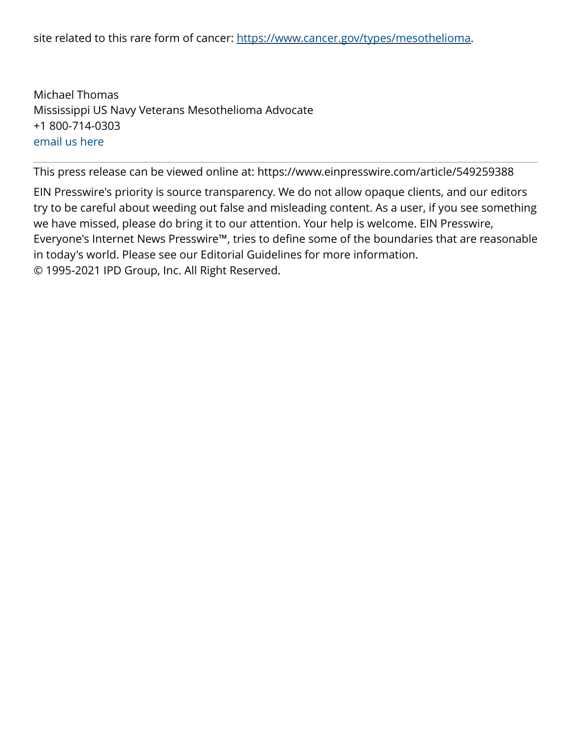site related to this rare form of cancer: [https://www.cancer.gov/types/mesothelioma](https://www.cancer.gov/types/mesothelioma).

Michael Thomas
Mississippi US Navy Veterans Mesothelioma Advocate
+1 800-714-0303
email us here

---

This press release can be viewed online at: https://www.einpresswire.com/article/549259388

EIN Presswire's priority is source transparency. We do not allow opaque clients, and our editors try to be careful about weeding out false and misleading content. As a user, if you see something we have missed, please do bring it to our attention. Your help is welcome. EIN Presswire, Everyone's Internet News Presswire™, tries to define some of the boundaries that are reasonable in today's world. Please see our Editorial Guidelines for more information.
© 1995-2021 IPD Group, Inc. All Right Reserved.